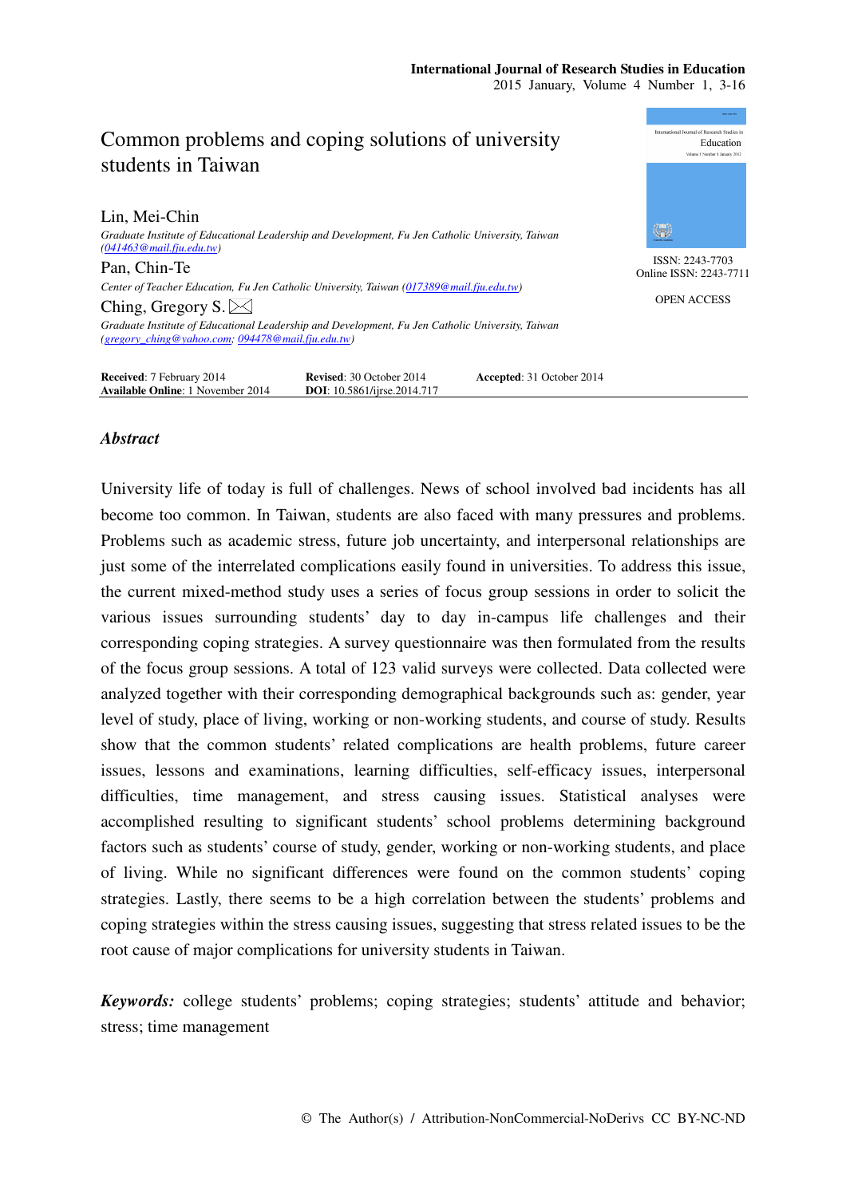# Common problems and coping solutions of university students in Taiwan

Lin, Mei-Chin

*Graduate Institute of Educational Leadership and Development, Fu Jen Catholic University, Taiwan (041463@mail.fju.edu.tw)*

Pan, Chin-Te

*Center of Teacher Education, Fu Jen Catholic University, Taiwan (017389@mail.fju.edu.tw)*

Ching, Gregory S. ✉

*Graduate Institute of Educational Leadership and Development, Fu Jen Catholic University, Taiwan (gregory_ching@yahoo.com; 094478@mail.fju.edu.tw)*

ISSN: 2243-7703
Online ISSN: 2243-7711

OPEN ACCESS

**Received**: 7 February 2014 **Revised**: 30 October 2014 **Accepted**: 31 October 2014
**Available Online**: 1 November 2014 **DOI**: 10.5861/ijrse.2014.717

## *Abstract*

University life of today is full of challenges. News of school involved bad incidents has all become too common. In Taiwan, students are also faced with many pressures and problems. Problems such as academic stress, future job uncertainty, and interpersonal relationships are just some of the interrelated complications easily found in universities. To address this issue, the current mixed-method study uses a series of focus group sessions in order to solicit the various issues surrounding students' day to day in-campus life challenges and their corresponding coping strategies. A survey questionnaire was then formulated from the results of the focus group sessions. A total of 123 valid surveys were collected. Data collected were analyzed together with their corresponding demographical backgrounds such as: gender, year level of study, place of living, working or non-working students, and course of study. Results show that the common students' related complications are health problems, future career issues, lessons and examinations, learning difficulties, self-efficacy issues, interpersonal difficulties, time management, and stress causing issues. Statistical analyses were accomplished resulting to significant students' school problems determining background factors such as students' course of study, gender, working or non-working students, and place of living. While no significant differences were found on the common students' coping strategies. Lastly, there seems to be a high correlation between the students' problems and coping strategies within the stress causing issues, suggesting that stress related issues to be the root cause of major complications for university students in Taiwan.

***Keywords:*** college students' problems; coping strategies; students' attitude and behavior; stress; time management

© The Author(s) / Attribution-NonCommercial-NoDerivs CC BY-NC-ND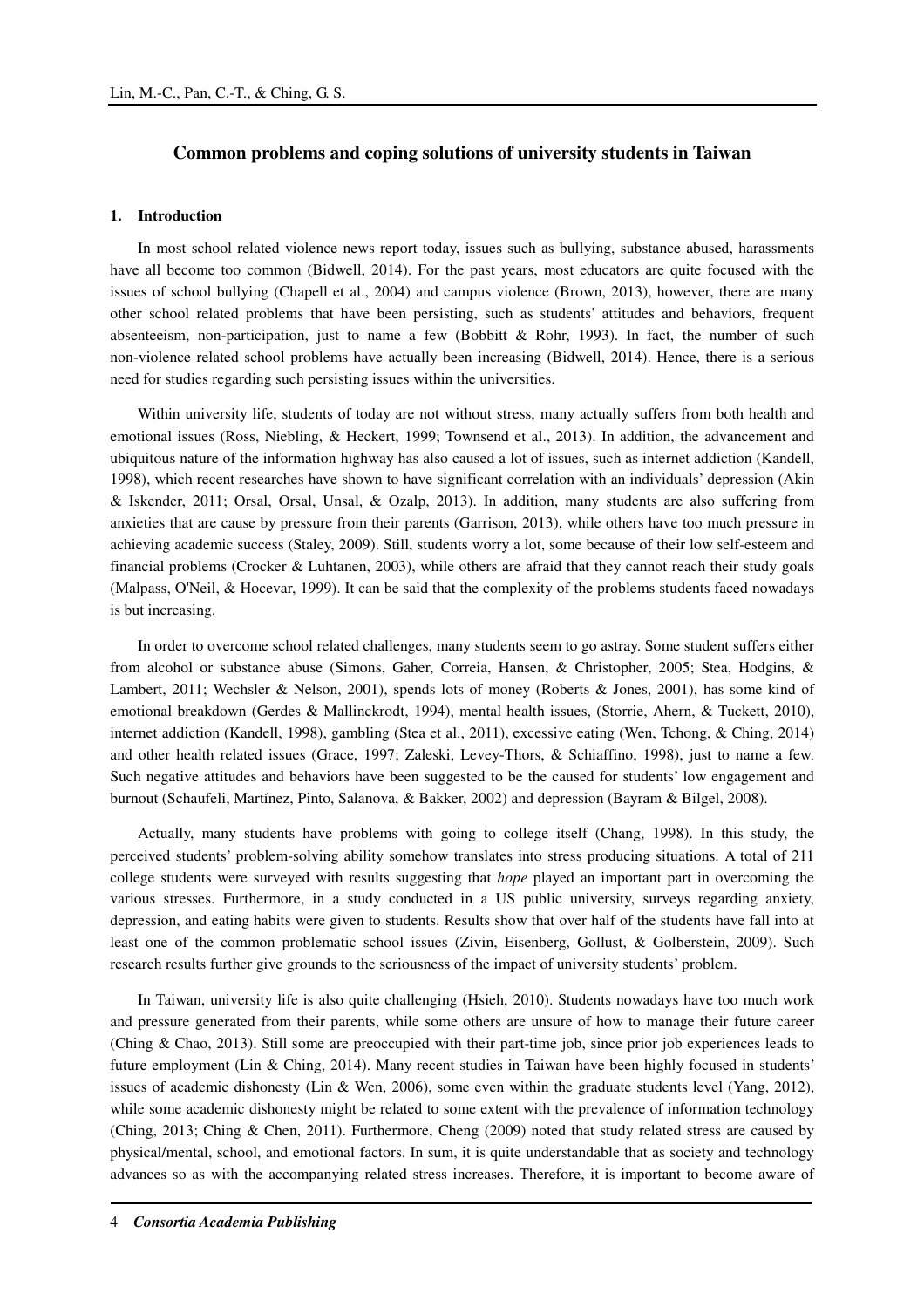## Common problems and coping solutions of university students in Taiwan

### 1. Introduction

In most school related violence news report today, issues such as bullying, substance abused, harassments have all become too common (Bidwell, 2014). For the past years, most educators are quite focused with the issues of school bullying (Chapell et al., 2004) and campus violence (Brown, 2013), however, there are many other school related problems that have been persisting, such as students' attitudes and behaviors, frequent absenteeism, non-participation, just to name a few (Bobbitt & Rohr, 1993). In fact, the number of such non-violence related school problems have actually been increasing (Bidwell, 2014). Hence, there is a serious need for studies regarding such persisting issues within the universities.

Within university life, students of today are not without stress, many actually suffers from both health and emotional issues (Ross, Niebling, & Heckert, 1999; Townsend et al., 2013). In addition, the advancement and ubiquitous nature of the information highway has also caused a lot of issues, such as internet addiction (Kandell, 1998), which recent researches have shown to have significant correlation with an individuals' depression (Akin & Iskender, 2011; Orsal, Orsal, Unsal, & Ozalp, 2013). In addition, many students are also suffering from anxieties that are cause by pressure from their parents (Garrison, 2013), while others have too much pressure in achieving academic success (Staley, 2009). Still, students worry a lot, some because of their low self-esteem and financial problems (Crocker & Luhtanen, 2003), while others are afraid that they cannot reach their study goals (Malpass, O'Neil, & Hocevar, 1999). It can be said that the complexity of the problems students faced nowadays is but increasing.

In order to overcome school related challenges, many students seem to go astray. Some student suffers either from alcohol or substance abuse (Simons, Gaher, Correia, Hansen, & Christopher, 2005; Stea, Hodgins, & Lambert, 2011; Wechsler & Nelson, 2001), spends lots of money (Roberts & Jones, 2001), has some kind of emotional breakdown (Gerdes & Mallinckrodt, 1994), mental health issues, (Storrie, Ahern, & Tuckett, 2010), internet addiction (Kandell, 1998), gambling (Stea et al., 2011), excessive eating (Wen, Tchong, & Ching, 2014) and other health related issues (Grace, 1997; Zaleski, Levey-Thors, & Schiaffino, 1998), just to name a few. Such negative attitudes and behaviors have been suggested to be the caused for students' low engagement and burnout (Schaufeli, Martínez, Pinto, Salanova, & Bakker, 2002) and depression (Bayram & Bilgel, 2008).

Actually, many students have problems with going to college itself (Chang, 1998). In this study, the perceived students' problem-solving ability somehow translates into stress producing situations. A total of 211 college students were surveyed with results suggesting that *hope* played an important part in overcoming the various stresses. Furthermore, in a study conducted in a US public university, surveys regarding anxiety, depression, and eating habits were given to students. Results show that over half of the students have fall into at least one of the common problematic school issues (Zivin, Eisenberg, Gollust, & Golberstein, 2009). Such research results further give grounds to the seriousness of the impact of university students' problem.

In Taiwan, university life is also quite challenging (Hsieh, 2010). Students nowadays have too much work and pressure generated from their parents, while some others are unsure of how to manage their future career (Ching & Chao, 2013). Still some are preoccupied with their part-time job, since prior job experiences leads to future employment (Lin & Ching, 2014). Many recent studies in Taiwan have been highly focused in students' issues of academic dishonesty (Lin & Wen, 2006), some even within the graduate students level (Yang, 2012), while some academic dishonesty might be related to some extent with the prevalence of information technology (Ching, 2013; Ching & Chen, 2011). Furthermore, Cheng (2009) noted that study related stress are caused by physical/mental, school, and emotional factors. In sum, it is quite understandable that as society and technology advances so as with the accompanying related stress increases. Therefore, it is important to become aware of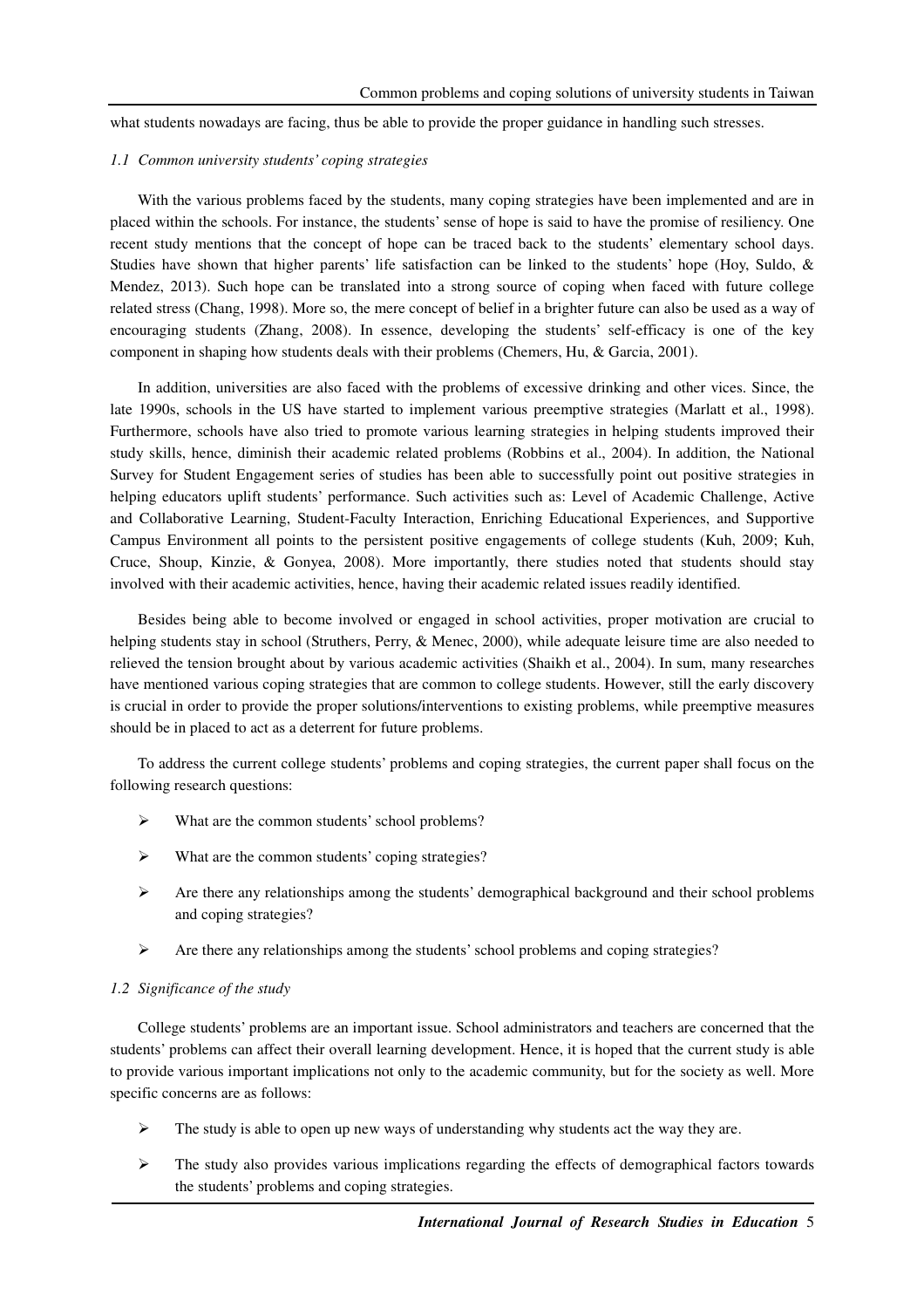what students nowadays are facing, thus be able to provide the proper guidance in handling such stresses.

### *1.1 Common university students' coping strategies*

With the various problems faced by the students, many coping strategies have been implemented and are in placed within the schools. For instance, the students' sense of hope is said to have the promise of resiliency. One recent study mentions that the concept of hope can be traced back to the students' elementary school days. Studies have shown that higher parents' life satisfaction can be linked to the students' hope (Hoy, Suldo, & Mendez, 2013). Such hope can be translated into a strong source of coping when faced with future college related stress (Chang, 1998). More so, the mere concept of belief in a brighter future can also be used as a way of encouraging students (Zhang, 2008). In essence, developing the students' self-efficacy is one of the key component in shaping how students deals with their problems (Chemers, Hu, & Garcia, 2001).

In addition, universities are also faced with the problems of excessive drinking and other vices. Since, the late 1990s, schools in the US have started to implement various preemptive strategies (Marlatt et al., 1998). Furthermore, schools have also tried to promote various learning strategies in helping students improved their study skills, hence, diminish their academic related problems (Robbins et al., 2004). In addition, the National Survey for Student Engagement series of studies has been able to successfully point out positive strategies in helping educators uplift students' performance. Such activities such as: Level of Academic Challenge, Active and Collaborative Learning, Student-Faculty Interaction, Enriching Educational Experiences, and Supportive Campus Environment all points to the persistent positive engagements of college students (Kuh, 2009; Kuh, Cruce, Shoup, Kinzie, & Gonyea, 2008). More importantly, there studies noted that students should stay involved with their academic activities, hence, having their academic related issues readily identified.

Besides being able to become involved or engaged in school activities, proper motivation are crucial to helping students stay in school (Struthers, Perry, & Menec, 2000), while adequate leisure time are also needed to relieved the tension brought about by various academic activities (Shaikh et al., 2004). In sum, many researches have mentioned various coping strategies that are common to college students. However, still the early discovery is crucial in order to provide the proper solutions/interventions to existing problems, while preemptive measures should be in placed to act as a deterrent for future problems.

To address the current college students' problems and coping strategies, the current paper shall focus on the following research questions:

- What are the common students' school problems?
- What are the common students' coping strategies?
- Are there any relationships among the students' demographical background and their school problems and coping strategies?
- Are there any relationships among the students' school problems and coping strategies?

### *1.2 Significance of the study*

College students' problems are an important issue. School administrators and teachers are concerned that the students' problems can affect their overall learning development. Hence, it is hoped that the current study is able to provide various important implications not only to the academic community, but for the society as well. More specific concerns are as follows:

- The study is able to open up new ways of understanding why students act the way they are.
- The study also provides various implications regarding the effects of demographical factors towards the students' problems and coping strategies.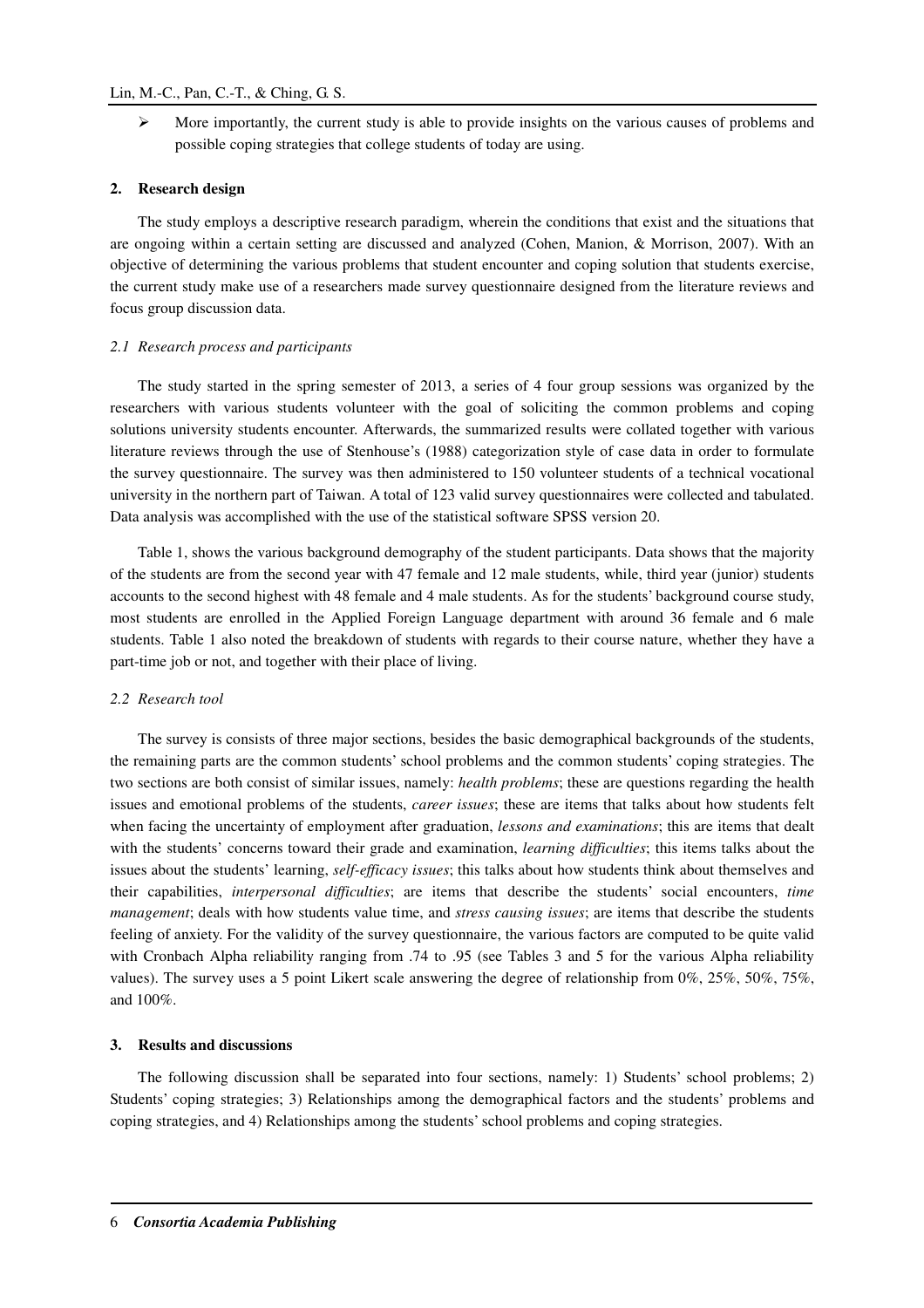- More importantly, the current study is able to provide insights on the various causes of problems and possible coping strategies that college students of today are using.

## 2. Research design

The study employs a descriptive research paradigm, wherein the conditions that exist and the situations that are ongoing within a certain setting are discussed and analyzed (Cohen, Manion, & Morrison, 2007). With an objective of determining the various problems that student encounter and coping solution that students exercise, the current study make use of a researchers made survey questionnaire designed from the literature reviews and focus group discussion data.

### *2.1 Research process and participants*

The study started in the spring semester of 2013, a series of 4 four group sessions was organized by the researchers with various students volunteer with the goal of soliciting the common problems and coping solutions university students encounter. Afterwards, the summarized results were collated together with various literature reviews through the use of Stenhouse's (1988) categorization style of case data in order to formulate the survey questionnaire. The survey was then administered to 150 volunteer students of a technical vocational university in the northern part of Taiwan. A total of 123 valid survey questionnaires were collected and tabulated. Data analysis was accomplished with the use of the statistical software SPSS version 20.

Table 1, shows the various background demography of the student participants. Data shows that the majority of the students are from the second year with 47 female and 12 male students, while, third year (junior) students accounts to the second highest with 48 female and 4 male students. As for the students' background course study, most students are enrolled in the Applied Foreign Language department with around 36 female and 6 male students. Table 1 also noted the breakdown of students with regards to their course nature, whether they have a part-time job or not, and together with their place of living.

### *2.2 Research tool*

The survey is consists of three major sections, besides the basic demographical backgrounds of the students, the remaining parts are the common students' school problems and the common students' coping strategies. The two sections are both consist of similar issues, namely: *health problems*; these are questions regarding the health issues and emotional problems of the students, *career issues*; these are items that talks about how students felt when facing the uncertainty of employment after graduation, *lessons and examinations*; this are items that dealt with the students' concerns toward their grade and examination, *learning difficulties*; this items talks about the issues about the students' learning, *self-efficacy issues*; this talks about how students think about themselves and their capabilities, *interpersonal difficulties*; are items that describe the students' social encounters, *time management*; deals with how students value time, and *stress causing issues*; are items that describe the students feeling of anxiety. For the validity of the survey questionnaire, the various factors are computed to be quite valid with Cronbach Alpha reliability ranging from .74 to .95 (see Tables 3 and 5 for the various Alpha reliability values). The survey uses a 5 point Likert scale answering the degree of relationship from 0%, 25%, 50%, 75%, and 100%.

## 3. Results and discussions

The following discussion shall be separated into four sections, namely: 1) Students' school problems; 2) Students' coping strategies; 3) Relationships among the demographical factors and the students' problems and coping strategies, and 4) Relationships among the students' school problems and coping strategies.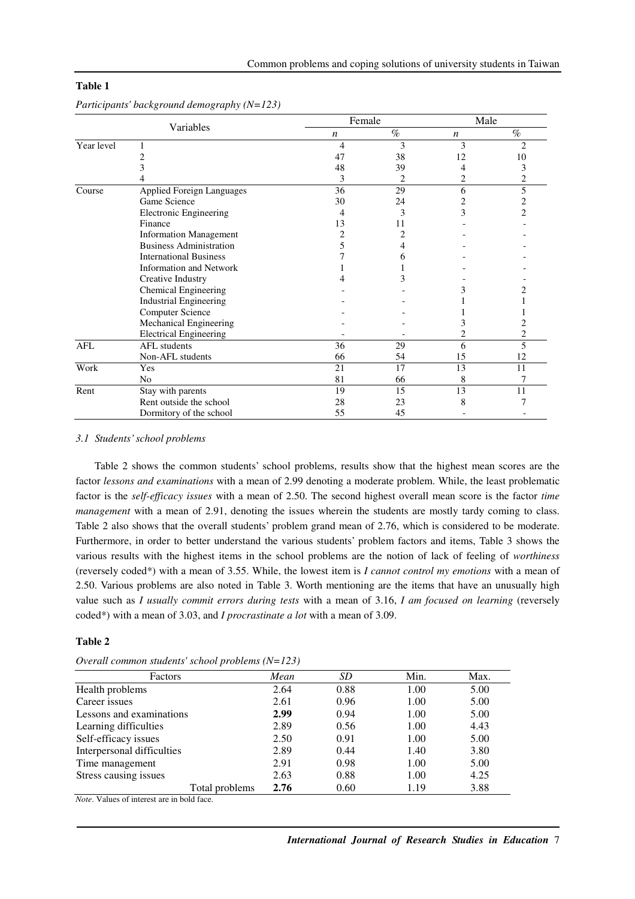**Table 1**

*Participants' background demography (N=123)*

| Variables | | Female | | Male | |
|---|---|---|---|---|---|
| | | *n* | % | *n* | % |
| Year level | 1 | 4 | 3 | 3 | 2 |
| | 2 | 47 | 38 | 12 | 10 |
| | 3 | 48 | 39 | 4 | 3 |
| | 4 | 3 | 2 | 2 | 2 |
| Course | Applied Foreign Languages | 36 | 29 | 6 | 5 |
| | Game Science | 30 | 24 | 2 | 2 |
| | Electronic Engineering | 4 | 3 | 3 | 2 |
| | Finance | 13 | 11 | - | - |
| | Information Management | 2 | 2 | - | - |
| | Business Administration | 5 | 4 | - | - |
| | International Business | 7 | 6 | - | - |
| | Information and Network | 1 | 1 | - | - |
| | Creative Industry | 4 | 3 | - | - |
| | Chemical Engineering | - | - | 3 | 2 |
| | Industrial Engineering | - | - | 1 | 1 |
| | Computer Science | - | - | 1 | 1 |
| | Mechanical Engineering | - | - | 3 | 2 |
| | Electrical Engineering | - | - | 2 | 2 |
| AFL | AFL students | 36 | 29 | 6 | 5 |
| | Non-AFL students | 66 | 54 | 15 | 12 |
| Work | Yes | 21 | 17 | 13 | 11 |
| | No | 81 | 66 | 8 | 7 |
| Rent | Stay with parents | 19 | 15 | 13 | 11 |
| | Rent outside the school | 28 | 23 | 8 | 7 |
| | Dormitory of the school | 55 | 45 | - | - |

### 3.1 Students' school problems

Table 2 shows the common students' school problems, results show that the highest mean scores are the factor *lessons and examinations* with a mean of 2.99 denoting a moderate problem. While, the least problematic factor is the *self-efficacy issues* with a mean of 2.50. The second highest overall mean score is the factor *time management* with a mean of 2.91, denoting the issues wherein the students are mostly tardy coming to class. Table 2 also shows that the overall students' problem grand mean of 2.76, which is considered to be moderate. Furthermore, in order to better understand the various students' problem factors and items, Table 3 shows the various results with the highest items in the school problems are the notion of lack of feeling of *worthiness* (reversely coded*) with a mean of 3.55. While, the lowest item is *I cannot control my emotions* with a mean of 2.50. Various problems are also noted in Table 3. Worth mentioning are the items that have an unusually high value such as *I usually commit errors during tests* with a mean of 3.16, *I am focused on learning* (reversely coded*) with a mean of 3.03, and *I procrastinate a lot* with a mean of 3.09.

**Table 2**

*Overall common students' school problems (N=123)*

| Factors | *Mean* | *SD* | Min. | Max. |
|---|---|---|---|---|
| Health problems | 2.64 | 0.88 | 1.00 | 5.00 |
| Career issues | 2.61 | 0.96 | 1.00 | 5.00 |
| Lessons and examinations | **2.99** | 0.94 | 1.00 | 5.00 |
| Learning difficulties | 2.89 | 0.56 | 1.00 | 4.43 |
| Self-efficacy issues | 2.50 | 0.91 | 1.00 | 5.00 |
| Interpersonal difficulties | 2.89 | 0.44 | 1.40 | 3.80 |
| Time management | 2.91 | 0.98 | 1.00 | 5.00 |
| Stress causing issues | 2.63 | 0.88 | 1.00 | 4.25 |
| Total problems | **2.76** | 0.60 | 1.19 | 3.88 |

*Note*. Values of interest are in bold face.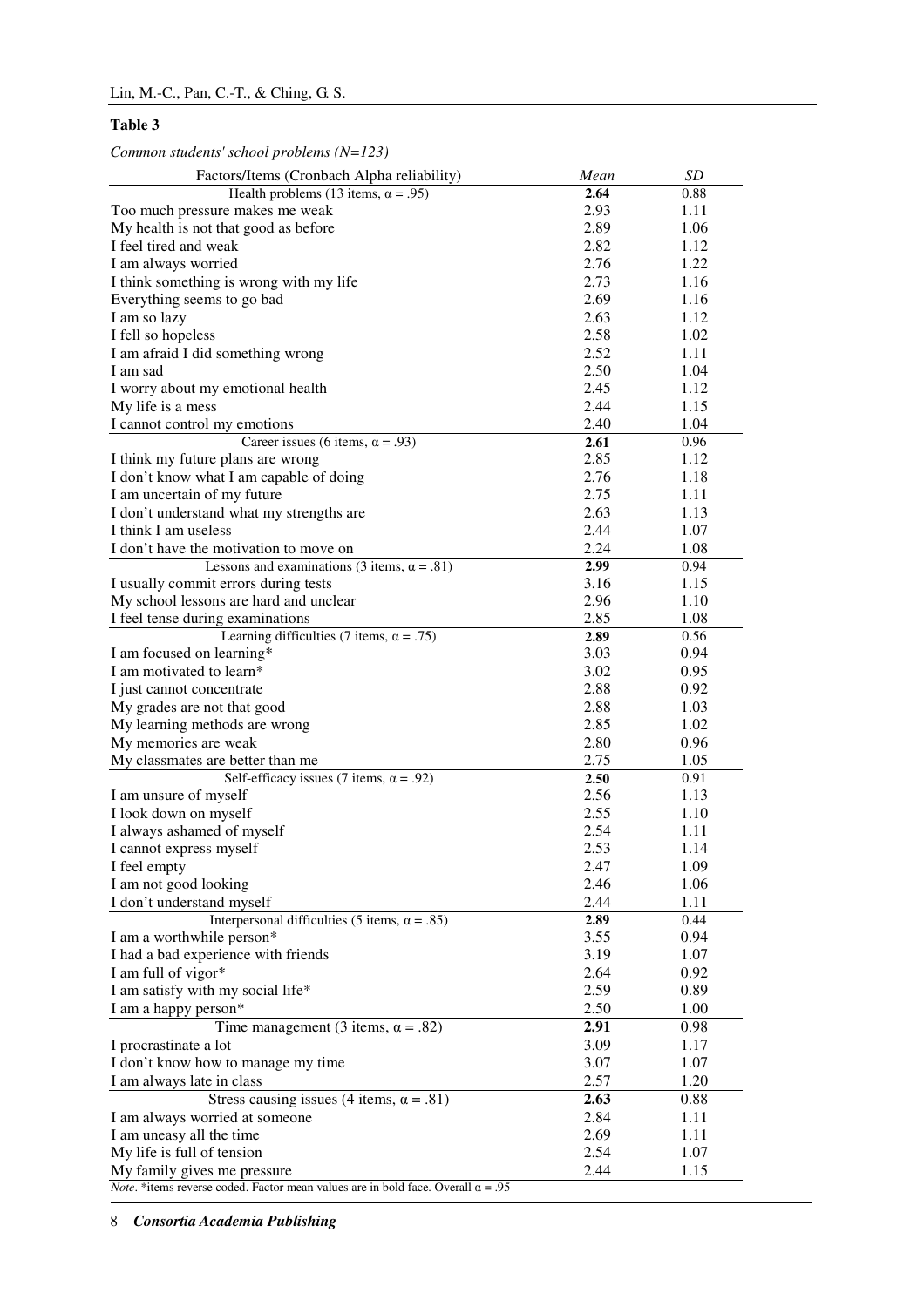**Table 3**

*Common students' school problems (N=123)*

| Factors/Items (Cronbach Alpha reliability) | *Mean* | *SD* |
|---|---|---|
| Health problems (13 items, α = .95) | **2.64** | 0.88 |
| Too much pressure makes me weak | 2.93 | 1.11 |
| My health is not that good as before | 2.89 | 1.06 |
| I feel tired and weak | 2.82 | 1.12 |
| I am always worried | 2.76 | 1.22 |
| I think something is wrong with my life | 2.73 | 1.16 |
| Everything seems to go bad | 2.69 | 1.16 |
| I am so lazy | 2.63 | 1.12 |
| I fell so hopeless | 2.58 | 1.02 |
| I am afraid I did something wrong | 2.52 | 1.11 |
| I am sad | 2.50 | 1.04 |
| I worry about my emotional health | 2.45 | 1.12 |
| My life is a mess | 2.44 | 1.15 |
| I cannot control my emotions | 2.40 | 1.04 |
| Career issues (6 items, α = .93) | **2.61** | 0.96 |
| I think my future plans are wrong | 2.85 | 1.12 |
| I don't know what I am capable of doing | 2.76 | 1.18 |
| I am uncertain of my future | 2.75 | 1.11 |
| I don't understand what my strengths are | 2.63 | 1.13 |
| I think I am useless | 2.44 | 1.07 |
| I don't have the motivation to move on | 2.24 | 1.08 |
| Lessons and examinations (3 items, α = .81) | **2.99** | 0.94 |
| I usually commit errors during tests | 3.16 | 1.15 |
| My school lessons are hard and unclear | 2.96 | 1.10 |
| I feel tense during examinations | 2.85 | 1.08 |
| Learning difficulties (7 items, α = .75) | **2.89** | 0.56 |
| I am focused on learning* | 3.03 | 0.94 |
| I am motivated to learn* | 3.02 | 0.95 |
| I just cannot concentrate | 2.88 | 0.92 |
| My grades are not that good | 2.88 | 1.03 |
| My learning methods are wrong | 2.85 | 1.02 |
| My memories are weak | 2.80 | 0.96 |
| My classmates are better than me | 2.75 | 1.05 |
| Self-efficacy issues (7 items, α = .92) | **2.50** | 0.91 |
| I am unsure of myself | 2.56 | 1.13 |
| I look down on myself | 2.55 | 1.10 |
| I always ashamed of myself | 2.54 | 1.11 |
| I cannot express myself | 2.53 | 1.14 |
| I feel empty | 2.47 | 1.09 |
| I am not good looking | 2.46 | 1.06 |
| I don't understand myself | 2.44 | 1.11 |
| Interpersonal difficulties (5 items, α = .85) | **2.89** | 0.44 |
| I am a worthwhile person* | 3.55 | 0.94 |
| I had a bad experience with friends | 3.19 | 1.07 |
| I am full of vigor* | 2.64 | 0.92 |
| I am satisfy with my social life* | 2.59 | 0.89 |
| I am a happy person* | 2.50 | 1.00 |
| Time management (3 items, α = .82) | **2.91** | 0.98 |
| I procrastinate a lot | 3.09 | 1.17 |
| I don't know how to manage my time | 3.07 | 1.07 |
| I am always late in class | 2.57 | 1.20 |
| Stress causing issues (4 items, α = .81) | **2.63** | 0.88 |
| I am always worried at someone | 2.84 | 1.11 |
| I am uneasy all the time | 2.69 | 1.11 |
| My life is full of tension | 2.54 | 1.07 |
| My family gives me pressure | 2.44 | 1.15 |

*Note*. *items reverse coded. Factor mean values are in bold face. Overall α = .95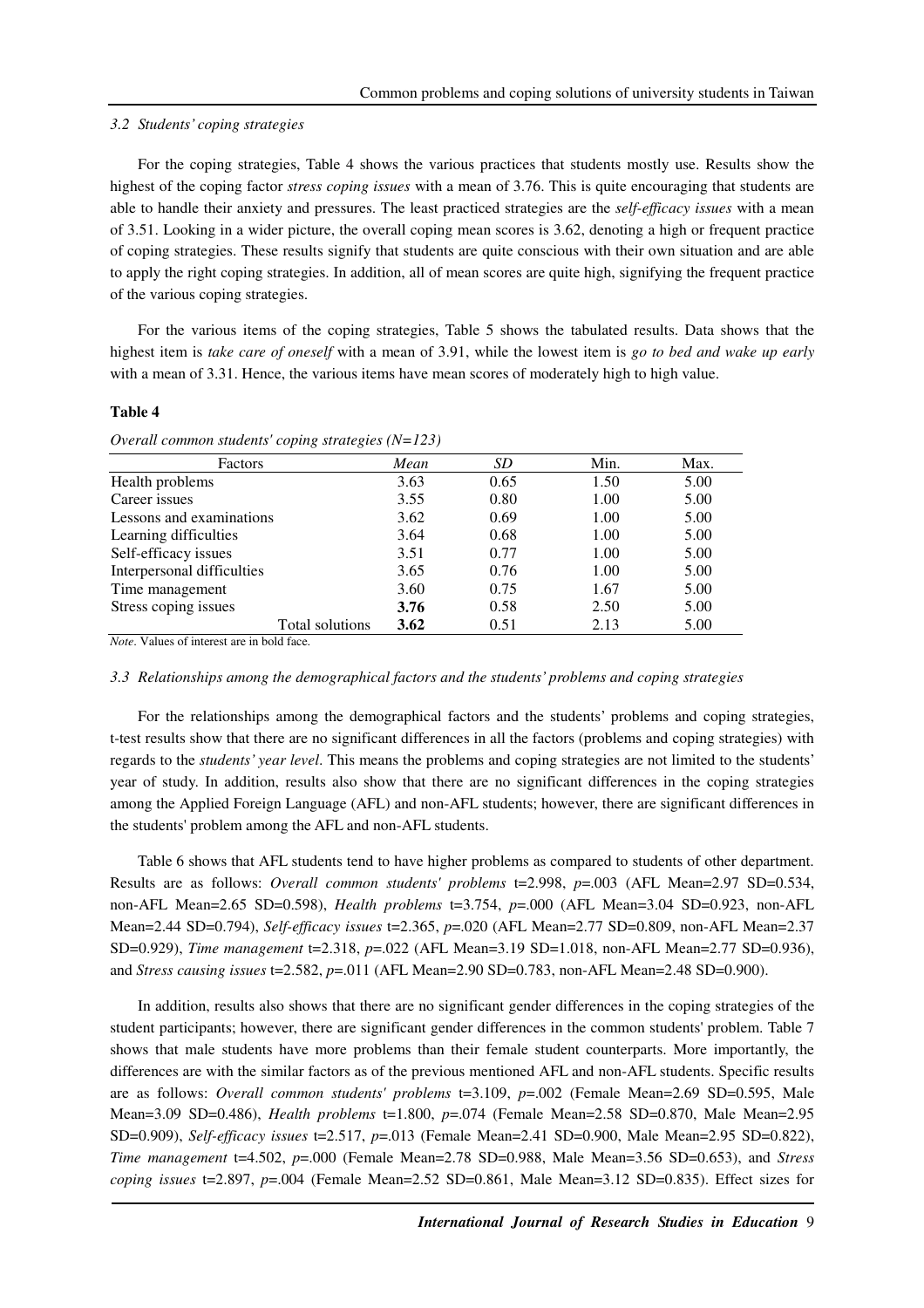### 3.2 Students' coping strategies

For the coping strategies, Table 4 shows the various practices that students mostly use. Results show the highest of the coping factor *stress coping issues* with a mean of 3.76. This is quite encouraging that students are able to handle their anxiety and pressures. The least practiced strategies are the *self-efficacy issues* with a mean of 3.51. Looking in a wider picture, the overall coping mean scores is 3.62, denoting a high or frequent practice of coping strategies. These results signify that students are quite conscious with their own situation and are able to apply the right coping strategies. In addition, all of mean scores are quite high, signifying the frequent practice of the various coping strategies.

For the various items of the coping strategies, Table 5 shows the tabulated results. Data shows that the highest item is *take care of oneself* with a mean of 3.91, while the lowest item is *go to bed and wake up early* with a mean of 3.31. Hence, the various items have mean scores of moderately high to high value.

**Table 4**

*Overall common students' coping strategies (N=123)*

| Factors | *Mean* | *SD* | Min. | Max. |
|---|---|---|---|---|
| Health problems | 3.63 | 0.65 | 1.50 | 5.00 |
| Career issues | 3.55 | 0.80 | 1.00 | 5.00 |
| Lessons and examinations | 3.62 | 0.69 | 1.00 | 5.00 |
| Learning difficulties | 3.64 | 0.68 | 1.00 | 5.00 |
| Self-efficacy issues | 3.51 | 0.77 | 1.00 | 5.00 |
| Interpersonal difficulties | 3.65 | 0.76 | 1.00 | 5.00 |
| Time management | 3.60 | 0.75 | 1.67 | 5.00 |
| Stress coping issues | **3.76** | 0.58 | 2.50 | 5.00 |
| Total solutions | **3.62** | 0.51 | 2.13 | 5.00 |

*Note*. Values of interest are in bold face.

### 3.3 Relationships among the demographical factors and the students' problems and coping strategies

For the relationships among the demographical factors and the students' problems and coping strategies, t-test results show that there are no significant differences in all the factors (problems and coping strategies) with regards to the *students' year level*. This means the problems and coping strategies are not limited to the students' year of study. In addition, results also show that there are no significant differences in the coping strategies among the Applied Foreign Language (AFL) and non-AFL students; however, there are significant differences in the students' problem among the AFL and non-AFL students.

Table 6 shows that AFL students tend to have higher problems as compared to students of other department. Results are as follows: *Overall common students' problems* t=2.998, *p*=.003 (AFL Mean=2.97 SD=0.534, non-AFL Mean=2.65 SD=0.598), *Health problems* t=3.754, *p*=.000 (AFL Mean=3.04 SD=0.923, non-AFL Mean=2.44 SD=0.794), *Self-efficacy issues* t=2.365, *p*=.020 (AFL Mean=2.77 SD=0.809, non-AFL Mean=2.37 SD=0.929), *Time management* t=2.318, *p*=.022 (AFL Mean=3.19 SD=1.018, non-AFL Mean=2.77 SD=0.936), and *Stress causing issues* t=2.582, *p*=.011 (AFL Mean=2.90 SD=0.783, non-AFL Mean=2.48 SD=0.900).

In addition, results also shows that there are no significant gender differences in the coping strategies of the student participants; however, there are significant gender differences in the common students' problem. Table 7 shows that male students have more problems than their female student counterparts. More importantly, the differences are with the similar factors as of the previous mentioned AFL and non-AFL students. Specific results are as follows: *Overall common students' problems* t=3.109, *p*=.002 (Female Mean=2.69 SD=0.595, Male Mean=3.09 SD=0.486), *Health problems* t=1.800, *p*=.074 (Female Mean=2.58 SD=0.870, Male Mean=2.95 SD=0.909), *Self-efficacy issues* t=2.517, *p*=.013 (Female Mean=2.41 SD=0.900, Male Mean=2.95 SD=0.822), *Time management* t=4.502, *p*=.000 (Female Mean=2.78 SD=0.988, Male Mean=3.56 SD=0.653), and *Stress coping issues* t=2.897, *p*=.004 (Female Mean=2.52 SD=0.861, Male Mean=3.12 SD=0.835). Effect sizes for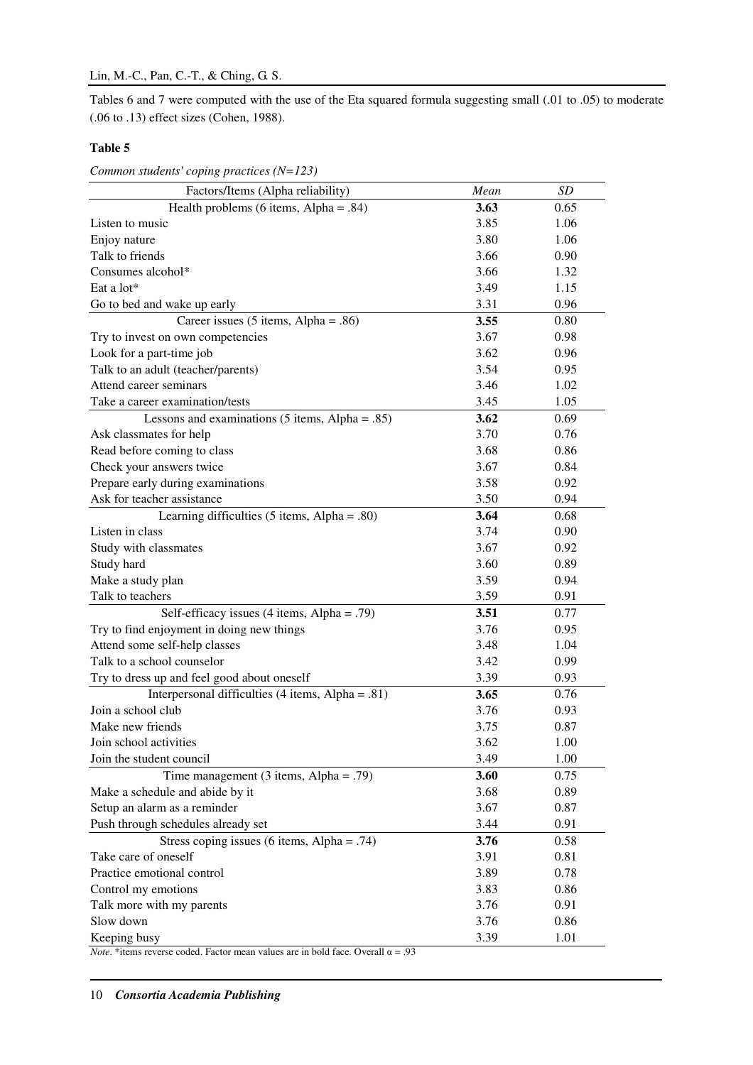Tables 6 and 7 were computed with the use of the Eta squared formula suggesting small (.01 to .05) to moderate (.06 to .13) effect sizes (Cohen, 1988).

**Table 5**

*Common students' coping practices (N=123)*

| Factors/Items (Alpha reliability) | *Mean* | *SD* |
|---|---|---|
| Health problems (6 items, Alpha = .84) | **3.63** | 0.65 |
| Listen to music | 3.85 | 1.06 |
| Enjoy nature | 3.80 | 1.06 |
| Talk to friends | 3.66 | 0.90 |
| Consumes alcohol* | 3.66 | 1.32 |
| Eat a lot* | 3.49 | 1.15 |
| Go to bed and wake up early | 3.31 | 0.96 |
| Career issues (5 items, Alpha = .86) | **3.55** | 0.80 |
| Try to invest on own competencies | 3.67 | 0.98 |
| Look for a part-time job | 3.62 | 0.96 |
| Talk to an adult (teacher/parents) | 3.54 | 0.95 |
| Attend career seminars | 3.46 | 1.02 |
| Take a career examination/tests | 3.45 | 1.05 |
| Lessons and examinations (5 items, Alpha = .85) | **3.62** | 0.69 |
| Ask classmates for help | 3.70 | 0.76 |
| Read before coming to class | 3.68 | 0.86 |
| Check your answers twice | 3.67 | 0.84 |
| Prepare early during examinations | 3.58 | 0.92 |
| Ask for teacher assistance | 3.50 | 0.94 |
| Learning difficulties (5 items, Alpha = .80) | **3.64** | 0.68 |
| Listen in class | 3.74 | 0.90 |
| Study with classmates | 3.67 | 0.92 |
| Study hard | 3.60 | 0.89 |
| Make a study plan | 3.59 | 0.94 |
| Talk to teachers | 3.59 | 0.91 |
| Self-efficacy issues (4 items, Alpha = .79) | **3.51** | 0.77 |
| Try to find enjoyment in doing new things | 3.76 | 0.95 |
| Attend some self-help classes | 3.48 | 1.04 |
| Talk to a school counselor | 3.42 | 0.99 |
| Try to dress up and feel good about oneself | 3.39 | 0.93 |
| Interpersonal difficulties (4 items, Alpha = .81) | **3.65** | 0.76 |
| Join a school club | 3.76 | 0.93 |
| Make new friends | 3.75 | 0.87 |
| Join school activities | 3.62 | 1.00 |
| Join the student council | 3.49 | 1.00 |
| Time management (3 items, Alpha = .79) | **3.60** | 0.75 |
| Make a schedule and abide by it | 3.68 | 0.89 |
| Setup an alarm as a reminder | 3.67 | 0.87 |
| Push through schedules already set | 3.44 | 0.91 |
| Stress coping issues (6 items, Alpha = .74) | **3.76** | 0.58 |
| Take care of oneself | 3.91 | 0.81 |
| Practice emotional control | 3.89 | 0.78 |
| Control my emotions | 3.83 | 0.86 |
| Talk more with my parents | 3.76 | 0.91 |
| Slow down | 3.76 | 0.86 |
| Keeping busy | 3.39 | 1.01 |

*Note*. *items reverse coded. Factor mean values are in bold face. Overall α = .93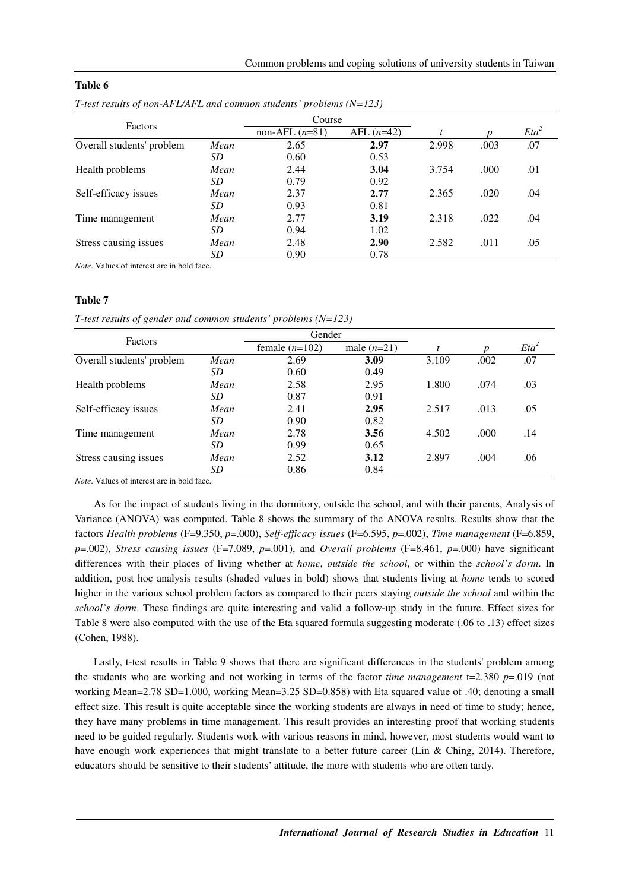**Table 6**

*T-test results of non-AFL/AFL and common students' problems (N=123)*

| Factors | | Course | | | | |
|---|---|---|---|---|---|---|
| | | non-AFL (*n*=81) | AFL (*n*=42) | *t* | *p* | $Eta^2$ |
| Overall students' problem | *Mean* | 2.65 | **2.97** | 2.998 | .003 | .07 |
| | *SD* | 0.60 | 0.53 | | | |
| Health problems | *Mean* | 2.44 | **3.04** | 3.754 | .000 | .01 |
| | *SD* | 0.79 | 0.92 | | | |
| Self-efficacy issues | *Mean* | 2.37 | **2.77** | 2.365 | .020 | .04 |
| | *SD* | 0.93 | 0.81 | | | |
| Time management | *Mean* | 2.77 | **3.19** | 2.318 | .022 | .04 |
| | *SD* | 0.94 | 1.02 | | | |
| Stress causing issues | *Mean* | 2.48 | **2.90** | 2.582 | .011 | .05 |
| | *SD* | 0.90 | 0.78 | | | |

*Note*. Values of interest are in bold face.

**Table 7**

*T-test results of gender and common students' problems (N=123)*

| Factors | | Gender | | | | |
|---|---|---|---|---|---|---|
| | | female (*n*=102) | male (*n*=21) | *t* | *p* | $Eta^2$ |
| Overall students' problem | *Mean* | 2.69 | **3.09** | 3.109 | .002 | .07 |
| | *SD* | 0.60 | 0.49 | | | |
| Health problems | *Mean* | 2.58 | 2.95 | 1.800 | .074 | .03 |
| | *SD* | 0.87 | 0.91 | | | |
| Self-efficacy issues | *Mean* | 2.41 | **2.95** | 2.517 | .013 | .05 |
| | *SD* | 0.90 | 0.82 | | | |
| Time management | *Mean* | 2.78 | **3.56** | 4.502 | .000 | .14 |
| | *SD* | 0.99 | 0.65 | | | |
| Stress causing issues | *Mean* | 2.52 | **3.12** | 2.897 | .004 | .06 |
| | *SD* | 0.86 | 0.84 | | | |

*Note*. Values of interest are in bold face.

As for the impact of students living in the dormitory, outside the school, and with their parents, Analysis of Variance (ANOVA) was computed. Table 8 shows the summary of the ANOVA results. Results show that the factors *Health problems* (F=9.350, *p*=.000), *Self-efficacy issues* (F=6.595, *p*=.002), *Time management* (F=6.859, *p*=.002), *Stress causing issues* (F=7.089, *p*=.001), and *Overall problems* (F=8.461, *p*=.000) have significant differences with their places of living whether at *home*, *outside the school*, or within the *school's dorm*. In addition, post hoc analysis results (shaded values in bold) shows that students living at *home* tends to scored higher in the various school problem factors as compared to their peers staying *outside the school* and within the *school's dorm*. These findings are quite interesting and valid a follow-up study in the future. Effect sizes for Table 8 were also computed with the use of the Eta squared formula suggesting moderate (.06 to .13) effect sizes (Cohen, 1988).

Lastly, t-test results in Table 9 shows that there are significant differences in the students' problem among the students who are working and not working in terms of the factor *time management* t=2.380 *p*=.019 (not working Mean=2.78 SD=1.000, working Mean=3.25 SD=0.858) with Eta squared value of .40; denoting a small effect size. This result is quite acceptable since the working students are always in need of time to study; hence, they have many problems in time management. This result provides an interesting proof that working students need to be guided regularly. Students work with various reasons in mind, however, most students would want to have enough work experiences that might translate to a better future career (Lin & Ching, 2014). Therefore, educators should be sensitive to their students' attitude, the more with students who are often tardy.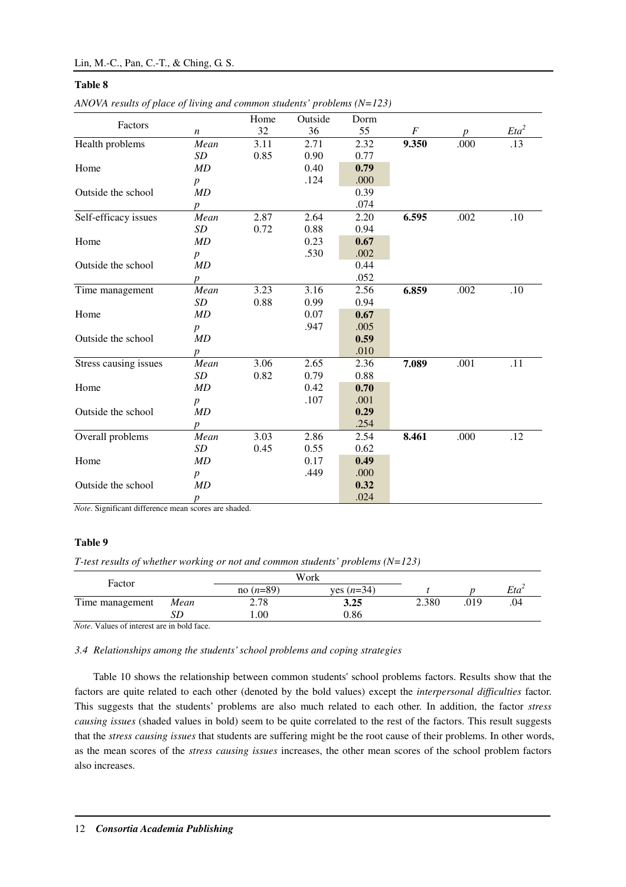**Table 8**

*ANOVA results of place of living and common students' problems (N=123)*

| Factors | *n* | Home 32 | Outside 36 | Dorm 55 | *F* | *p* | *Eta*$^2$ |
|---|---|---|---|---|---|---|---|
| Health problems | *Mean* | 3.11 | 2.71 | 2.32 | **9.350** | .000 | .13 |
| | *SD* | 0.85 | 0.90 | 0.77 | | | |
| Home | *MD* | | 0.40 | **0.79** | | | |
| | *p* | | .124 | .000 | | | |
| Outside the school | *MD* | | | 0.39 | | | |
| | *p* | | | .074 | | | |
| Self-efficacy issues | *Mean* | 2.87 | 2.64 | 2.20 | **6.595** | .002 | .10 |
| | *SD* | 0.72 | 0.88 | 0.94 | | | |
| Home | *MD* | | 0.23 | **0.67** | | | |
| | *p* | | .530 | .002 | | | |
| Outside the school | *MD* | | | 0.44 | | | |
| | *p* | | | .052 | | | |
| Time management | *Mean* | 3.23 | 3.16 | 2.56 | **6.859** | .002 | .10 |
| | *SD* | 0.88 | 0.99 | 0.94 | | | |
| Home | *MD* | | 0.07 | **0.67** | | | |
| | *p* | | .947 | .005 | | | |
| Outside the school | *MD* | | | **0.59** | | | |
| | *p* | | | .010 | | | |
| Stress causing issues | *Mean* | 3.06 | 2.65 | 2.36 | **7.089** | .001 | .11 |
| | *SD* | 0.82 | 0.79 | 0.88 | | | |
| Home | *MD* | | 0.42 | **0.70** | | | |
| | *p* | | .107 | .001 | | | |
| Outside the school | *MD* | | | **0.29** | | | |
| | *p* | | | .254 | | | |
| Overall problems | *Mean* | 3.03 | 2.86 | 2.54 | **8.461** | .000 | .12 |
| | *SD* | 0.45 | 0.55 | 0.62 | | | |
| Home | *MD* | | 0.17 | **0.49** | | | |
| | *p* | | .449 | .000 | | | |
| Outside the school | *MD* | | | **0.32** | | | |
| | *p* | | | .024 | | | |

*Note*. Significant difference mean scores are shaded.

**Table 9**

*T-test results of whether working or not and common students' problems (N=123)*

| Factor | | Work | | *t* | *p* | *Eta*$^2$ |
|---|---|---|---|---|---|---|
| | | no (*n*=89) | yes (*n*=34) | | | |
| Time management | *Mean* | 2.78 | **3.25** | 2.380 | .019 | .04 |
| | *SD* | 1.00 | 0.86 | | | |

*Note*. Values of interest are in bold face.

### *3.4 Relationships among the students' school problems and coping strategies*

Table 10 shows the relationship between common students' school problems factors. Results show that the factors are quite related to each other (denoted by the bold values) except the *interpersonal difficulties* factor. This suggests that the students' problems are also much related to each other. In addition, the factor *stress causing issues* (shaded values in bold) seem to be quite correlated to the rest of the factors. This result suggests that the *stress causing issues* that students are suffering might be the root cause of their problems. In other words, as the mean scores of the *stress causing issues* increases, the other mean scores of the school problem factors also increases.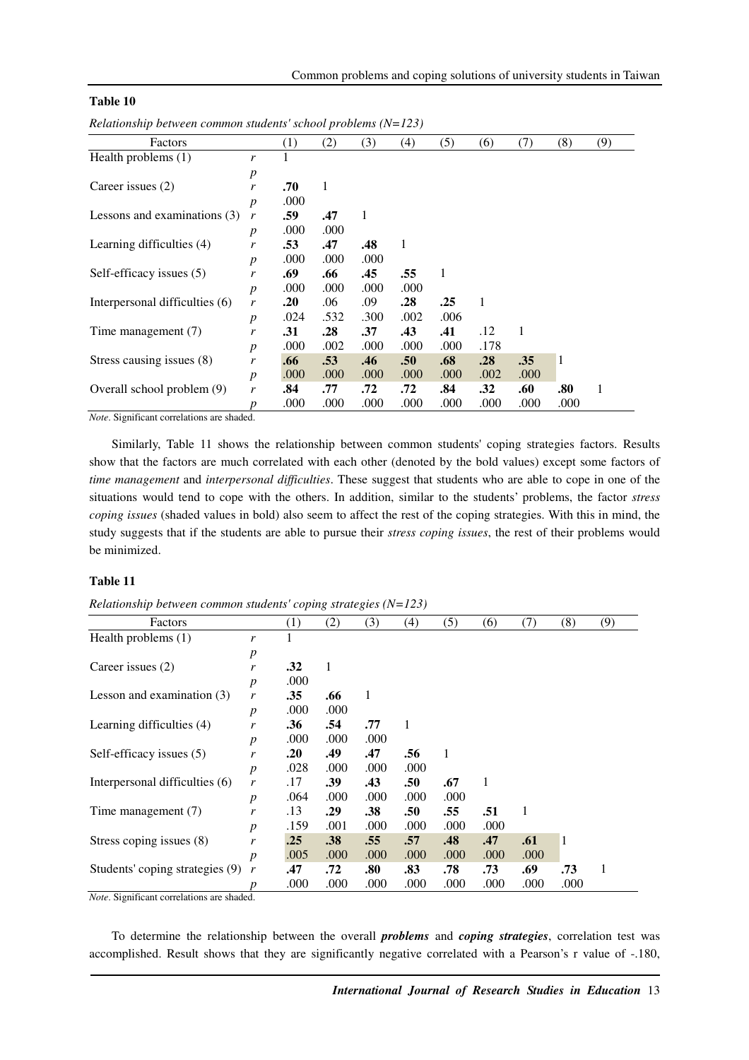**Table 10**

*Relationship between common students' school problems (N=123)*

| Factors | | (1) | (2) | (3) | (4) | (5) | (6) | (7) | (8) | (9) |
|---|---|---|---|---|---|---|---|---|---|---|
| Health problems (1) | *r* | 1 | | | | | | | | |
| | *p* | | | | | | | | | |
| Career issues (2) | *r* | **.70** | 1 | | | | | | | |
| | *p* | .000 | | | | | | | | |
| Lessons and examinations (3) | *r* | **.59** | **.47** | 1 | | | | | | |
| | *p* | .000 | .000 | | | | | | | |
| Learning difficulties (4) | *r* | **.53** | **.47** | **.48** | 1 | | | | | |
| | *p* | .000 | .000 | .000 | | | | | | |
| Self-efficacy issues (5) | *r* | **.69** | **.66** | **.45** | **.55** | 1 | | | | |
| | *p* | .000 | .000 | .000 | .000 | | | | | |
| Interpersonal difficulties (6) | *r* | **.20** | .06 | .09 | **.28** | **.25** | 1 | | | |
| | *p* | .024 | .532 | .300 | .002 | .006 | | | | |
| Time management (7) | *r* | **.31** | **.28** | **.37** | **.43** | **.41** | .12 | 1 | | |
| | *p* | .000 | .002 | .000 | .000 | .000 | .178 | | | |
| Stress causing issues (8) | *r* | **.66** | **.53** | **.46** | **.50** | **.68** | **.28** | **.35** | 1 | |
| | *p* | .000 | .000 | .000 | .000 | .000 | .002 | .000 | | |
| Overall school problem (9) | *r* | **.84** | **.77** | **.72** | **.72** | **.84** | **.32** | **.60** | **.80** | 1 |
| | *p* | .000 | .000 | .000 | .000 | .000 | .000 | .000 | .000 | |

*Note*. Significant correlations are shaded.

Similarly, Table 11 shows the relationship between common students' coping strategies factors. Results show that the factors are much correlated with each other (denoted by the bold values) except some factors of *time management* and *interpersonal difficulties*. These suggest that students who are able to cope in one of the situations would tend to cope with the others. In addition, similar to the students' problems, the factor *stress coping issues* (shaded values in bold) also seem to affect the rest of the coping strategies. With this in mind, the study suggests that if the students are able to pursue their *stress coping issues*, the rest of their problems would be minimized.

**Table 11**

*Relationship between common students' coping strategies (N=123)*

| Factors | | (1) | (2) | (3) | (4) | (5) | (6) | (7) | (8) | (9) |
|---|---|---|---|---|---|---|---|---|---|---|
| Health problems (1) | *r* | 1 | | | | | | | | |
| | *p* | | | | | | | | | |
| Career issues (2) | *r* | **.32** | 1 | | | | | | | |
| | *p* | .000 | | | | | | | | |
| Lesson and examination (3) | *r* | **.35** | **.66** | 1 | | | | | | |
| | *p* | .000 | .000 | | | | | | | |
| Learning difficulties (4) | *r* | **.36** | **.54** | **.77** | 1 | | | | | |
| | *p* | .000 | .000 | .000 | | | | | | |
| Self-efficacy issues (5) | *r* | **.20** | **.49** | **.47** | **.56** | 1 | | | | |
| | *p* | .028 | .000 | .000 | .000 | | | | | |
| Interpersonal difficulties (6) | *r* | .17 | **.39** | **.43** | **.50** | **.67** | 1 | | | |
| | *p* | .064 | .000 | .000 | .000 | .000 | | | | |
| Time management (7) | *r* | .13 | **.29** | **.38** | **.50** | **.55** | **.51** | 1 | | |
| | *p* | .159 | .001 | .000 | .000 | .000 | .000 | | | |
| Stress coping issues (8) | *r* | **.25** | **.38** | **.55** | **.57** | **.48** | **.47** | **.61** | 1 | |
| | *p* | .005 | .000 | .000 | .000 | .000 | .000 | .000 | | |
| Students' coping strategies (9) | *r* | **.47** | **.72** | **.80** | **.83** | **.78** | **.73** | **.69** | **.73** | 1 |
| | *p* | .000 | .000 | .000 | .000 | .000 | .000 | .000 | .000 | |

*Note*. Significant correlations are shaded.

To determine the relationship between the overall ***problems*** and ***coping strategies***, correlation test was accomplished. Result shows that they are significantly negative correlated with a Pearson's r value of -.180,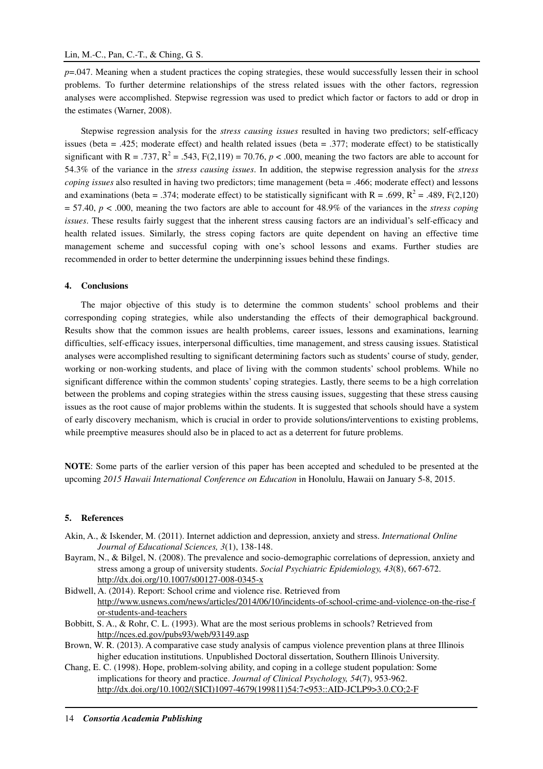$p$=.047. Meaning when a student practices the coping strategies, these would successfully lessen their in school problems. To further determine relationships of the stress related issues with the other factors, regression analyses were accomplished. Stepwise regression was used to predict which factor or factors to add or drop in the estimates (Warner, 2008).

Stepwise regression analysis for the *stress causing issues* resulted in having two predictors; self-efficacy issues (beta = .425; moderate effect) and health related issues (beta = .377; moderate effect) to be statistically significant with R = .737, $R^2$ = .543, F(2,119) = 70.76, $p$ < .000, meaning the two factors are able to account for 54.3% of the variance in the *stress causing issues*. In addition, the stepwise regression analysis for the *stress coping issues* also resulted in having two predictors; time management (beta = .466; moderate effect) and lessons and examinations (beta = .374; moderate effect) to be statistically significant with R = .699, $R^2$ = .489, F(2,120) = 57.40, $p$ < .000, meaning the two factors are able to account for 48.9% of the variances in the *stress coping issues*. These results fairly suggest that the inherent stress causing factors are an individual's self-efficacy and health related issues. Similarly, the stress coping factors are quite dependent on having an effective time management scheme and successful coping with one's school lessons and exams. Further studies are recommended in order to better determine the underpinning issues behind these findings.

## 4. Conclusions

The major objective of this study is to determine the common students' school problems and their corresponding coping strategies, while also understanding the effects of their demographical background. Results show that the common issues are health problems, career issues, lessons and examinations, learning difficulties, self-efficacy issues, interpersonal difficulties, time management, and stress causing issues. Statistical analyses were accomplished resulting to significant determining factors such as students' course of study, gender, working or non-working students, and place of living with the common students' school problems. While no significant difference within the common students' coping strategies. Lastly, there seems to be a high correlation between the problems and coping strategies within the stress causing issues, suggesting that these stress causing issues as the root cause of major problems within the students. It is suggested that schools should have a system of early discovery mechanism, which is crucial in order to provide solutions/interventions to existing problems, while preemptive measures should also be in placed to act as a deterrent for future problems.

**NOTE**: Some parts of the earlier version of this paper has been accepted and scheduled to be presented at the upcoming *2015 Hawaii International Conference on Education* in Honolulu, Hawaii on January 5-8, 2015.

## 5. References

Akin, A., & Iskender, M. (2011). Internet addiction and depression, anxiety and stress. *International Online Journal of Educational Sciences, 3*(1), 138-148.

Bayram, N., & Bilgel, N. (2008). The prevalence and socio-demographic correlations of depression, anxiety and stress among a group of university students. *Social Psychiatric Epidemiology, 43*(8), 667-672. http://dx.doi.org/10.1007/s00127-008-0345-x

Bidwell, A. (2014). Report: School crime and violence rise. Retrieved from http://www.usnews.com/news/articles/2014/06/10/incidents-of-school-crime-and-violence-on-the-rise-for-students-and-teachers

Bobbitt, S. A., & Rohr, C. L. (1993). What are the most serious problems in schools? Retrieved from http://nces.ed.gov/pubs93/web/93149.asp

Brown, W. R. (2013). A comparative case study analysis of campus violence prevention plans at three Illinois higher education institutions. Unpublished Doctoral dissertation, Southern Illinois University.

Chang, E. C. (1998). Hope, problem-solving ability, and coping in a college student population: Some implications for theory and practice. *Journal of Clinical Psychology, 54*(7), 953-962. http://dx.doi.org/10.1002/(SICI)1097-4679(199811)54:7<953::AID-JCLP9>3.0.CO;2-F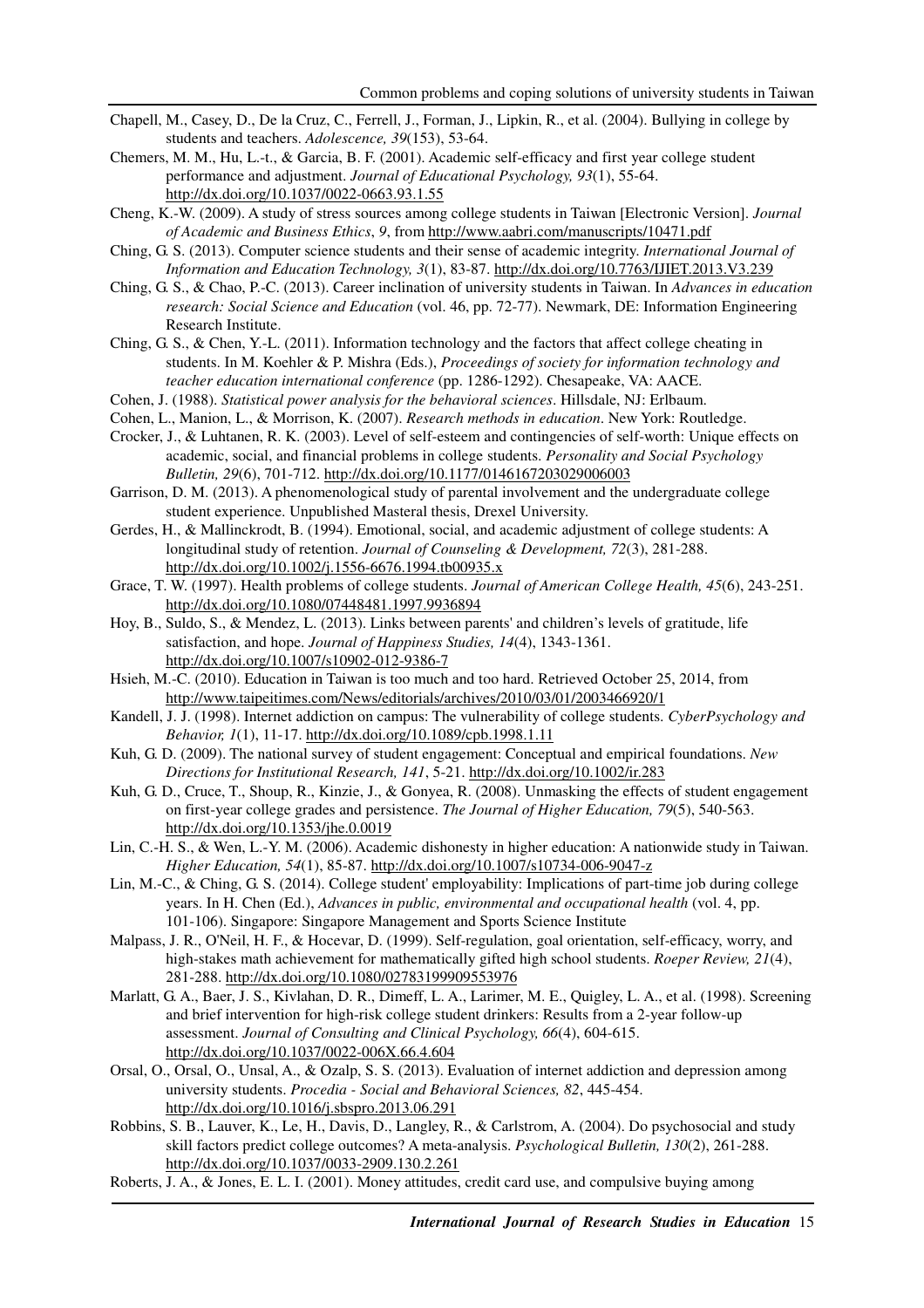Chapell, M., Casey, D., De la Cruz, C., Ferrell, J., Forman, J., Lipkin, R., et al. (2004). Bullying in college by students and teachers. *Adolescence, 39*(153), 53-64.

Chemers, M. M., Hu, L.-t., & Garcia, B. F. (2001). Academic self-efficacy and first year college student performance and adjustment. *Journal of Educational Psychology, 93*(1), 55-64. http://dx.doi.org/10.1037/0022-0663.93.1.55

Cheng, K.-W. (2009). A study of stress sources among college students in Taiwan [Electronic Version]. *Journal of Academic and Business Ethics*, *9*, from http://www.aabri.com/manuscripts/10471.pdf

Ching, G. S. (2013). Computer science students and their sense of academic integrity. *International Journal of Information and Education Technology, 3*(1), 83-87. http://dx.doi.org/10.7763/IJIET.2013.V3.239

Ching, G. S., & Chao, P.-C. (2013). Career inclination of university students in Taiwan. In *Advances in education research: Social Science and Education* (vol. 46, pp. 72-77). Newmark, DE: Information Engineering Research Institute.

Ching, G. S., & Chen, Y.-L. (2011). Information technology and the factors that affect college cheating in students. In M. Koehler & P. Mishra (Eds.), *Proceedings of society for information technology and teacher education international conference* (pp. 1286-1292). Chesapeake, VA: AACE.

Cohen, J. (1988). *Statistical power analysis for the behavioral sciences*. Hillsdale, NJ: Erlbaum.

Cohen, L., Manion, L., & Morrison, K. (2007). *Research methods in education*. New York: Routledge.

Crocker, J., & Luhtanen, R. K. (2003). Level of self-esteem and contingencies of self-worth: Unique effects on academic, social, and financial problems in college students. *Personality and Social Psychology Bulletin, 29*(6), 701-712. http://dx.doi.org/10.1177/0146167203029006003

Garrison, D. M. (2013). A phenomenological study of parental involvement and the undergraduate college student experience. Unpublished Masteral thesis, Drexel University.

Gerdes, H., & Mallinckrodt, B. (1994). Emotional, social, and academic adjustment of college students: A longitudinal study of retention. *Journal of Counseling & Development, 72*(3), 281-288. http://dx.doi.org/10.1002/j.1556-6676.1994.tb00935.x

Grace, T. W. (1997). Health problems of college students. *Journal of American College Health, 45*(6), 243-251. http://dx.doi.org/10.1080/07448481.1997.9936894

Hoy, B., Suldo, S., & Mendez, L. (2013). Links between parents' and children's levels of gratitude, life satisfaction, and hope. *Journal of Happiness Studies, 14*(4), 1343-1361. http://dx.doi.org/10.1007/s10902-012-9386-7

Hsieh, M.-C. (2010). Education in Taiwan is too much and too hard. Retrieved October 25, 2014, from http://www.taipeitimes.com/News/editorials/archives/2010/03/01/2003466920/1

Kandell, J. J. (1998). Internet addiction on campus: The vulnerability of college students. *CyberPsychology and Behavior, 1*(1), 11-17. http://dx.doi.org/10.1089/cpb.1998.1.11

Kuh, G. D. (2009). The national survey of student engagement: Conceptual and empirical foundations. *New Directions for Institutional Research, 141*, 5-21. http://dx.doi.org/10.1002/ir.283

Kuh, G. D., Cruce, T., Shoup, R., Kinzie, J., & Gonyea, R. (2008). Unmasking the effects of student engagement on first-year college grades and persistence. *The Journal of Higher Education, 79*(5), 540-563. http://dx.doi.org/10.1353/jhe.0.0019

Lin, C.-H. S., & Wen, L.-Y. M. (2006). Academic dishonesty in higher education: A nationwide study in Taiwan. *Higher Education, 54*(1), 85-87. http://dx.doi.org/10.1007/s10734-006-9047-z

Lin, M.-C., & Ching, G. S. (2014). College student' employability: Implications of part-time job during college years. In H. Chen (Ed.), *Advances in public, environmental and occupational health* (vol. 4, pp. 101-106). Singapore: Singapore Management and Sports Science Institute

Malpass, J. R., O'Neil, H. F., & Hocevar, D. (1999). Self-regulation, goal orientation, self-efficacy, worry, and high-stakes math achievement for mathematically gifted high school students. *Roeper Review, 21*(4), 281-288. http://dx.doi.org/10.1080/02783199909553976

Marlatt, G. A., Baer, J. S., Kivlahan, D. R., Dimeff, L. A., Larimer, M. E., Quigley, L. A., et al. (1998). Screening and brief intervention for high-risk college student drinkers: Results from a 2-year follow-up assessment. *Journal of Consulting and Clinical Psychology, 66*(4), 604-615. http://dx.doi.org/10.1037/0022-006X.66.4.604

Orsal, O., Orsal, O., Unsal, A., & Ozalp, S. S. (2013). Evaluation of internet addiction and depression among university students. *Procedia - Social and Behavioral Sciences, 82*, 445-454. http://dx.doi.org/10.1016/j.sbspro.2013.06.291

Robbins, S. B., Lauver, K., Le, H., Davis, D., Langley, R., & Carlstrom, A. (2004). Do psychosocial and study skill factors predict college outcomes? A meta-analysis. *Psychological Bulletin, 130*(2), 261-288. http://dx.doi.org/10.1037/0033-2909.130.2.261

Roberts, J. A., & Jones, E. L. I. (2001). Money attitudes, credit card use, and compulsive buying among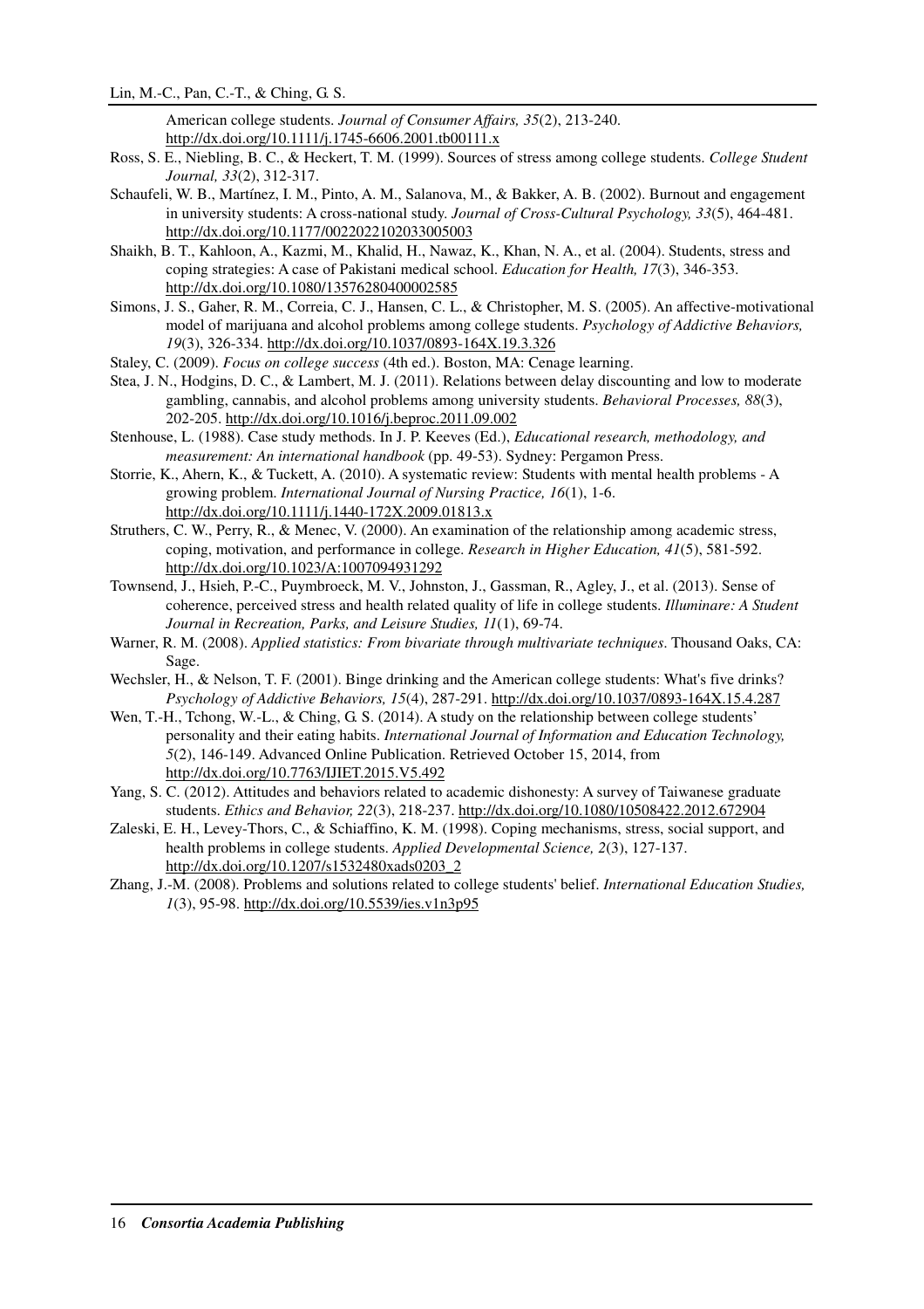American college students. *Journal of Consumer Affairs, 35*(2), 213-240. http://dx.doi.org/10.1111/j.1745-6606.2001.tb00111.x

Ross, S. E., Niebling, B. C., & Heckert, T. M. (1999). Sources of stress among college students. *College Student Journal, 33*(2), 312-317.

Schaufeli, W. B., Martínez, I. M., Pinto, A. M., Salanova, M., & Bakker, A. B. (2002). Burnout and engagement in university students: A cross-national study. *Journal of Cross-Cultural Psychology, 33*(5), 464-481. http://dx.doi.org/10.1177/0022022102033005003

Shaikh, B. T., Kahloon, A., Kazmi, M., Khalid, H., Nawaz, K., Khan, N. A., et al. (2004). Students, stress and coping strategies: A case of Pakistani medical school. *Education for Health, 17*(3), 346-353. http://dx.doi.org/10.1080/13576280400002585

Simons, J. S., Gaher, R. M., Correia, C. J., Hansen, C. L., & Christopher, M. S. (2005). An affective-motivational model of marijuana and alcohol problems among college students. *Psychology of Addictive Behaviors, 19*(3), 326-334. http://dx.doi.org/10.1037/0893-164X.19.3.326

Staley, C. (2009). *Focus on college success* (4th ed.). Boston, MA: Cenage learning.

Stea, J. N., Hodgins, D. C., & Lambert, M. J. (2011). Relations between delay discounting and low to moderate gambling, cannabis, and alcohol problems among university students. *Behavioral Processes, 88*(3), 202-205. http://dx.doi.org/10.1016/j.beproc.2011.09.002

Stenhouse, L. (1988). Case study methods. In J. P. Keeves (Ed.), *Educational research, methodology, and measurement: An international handbook* (pp. 49-53). Sydney: Pergamon Press.

Storrie, K., Ahern, K., & Tuckett, A. (2010). A systematic review: Students with mental health problems - A growing problem. *International Journal of Nursing Practice, 16*(1), 1-6. http://dx.doi.org/10.1111/j.1440-172X.2009.01813.x

Struthers, C. W., Perry, R., & Menec, V. (2000). An examination of the relationship among academic stress, coping, motivation, and performance in college. *Research in Higher Education, 41*(5), 581-592. http://dx.doi.org/10.1023/A:1007094931292

Townsend, J., Hsieh, P.-C., Puymbroeck, M. V., Johnston, J., Gassman, R., Agley, J., et al. (2013). Sense of coherence, perceived stress and health related quality of life in college students. *Illuminare: A Student Journal in Recreation, Parks, and Leisure Studies, 11*(1), 69-74.

Warner, R. M. (2008). *Applied statistics: From bivariate through multivariate techniques*. Thousand Oaks, CA: Sage.

Wechsler, H., & Nelson, T. F. (2001). Binge drinking and the American college students: What's five drinks? *Psychology of Addictive Behaviors, 15*(4), 287-291. http://dx.doi.org/10.1037/0893-164X.15.4.287

Wen, T.-H., Tchong, W.-L., & Ching, G. S. (2014). A study on the relationship between college students' personality and their eating habits. *International Journal of Information and Education Technology, 5*(2), 146-149. Advanced Online Publication. Retrieved October 15, 2014, from http://dx.doi.org/10.7763/IJIET.2015.V5.492

Yang, S. C. (2012). Attitudes and behaviors related to academic dishonesty: A survey of Taiwanese graduate students. *Ethics and Behavior, 22*(3), 218-237. http://dx.doi.org/10.1080/10508422.2012.672904

Zaleski, E. H., Levey-Thors, C., & Schiaffino, K. M. (1998). Coping mechanisms, stress, social support, and health problems in college students. *Applied Developmental Science, 2*(3), 127-137. http://dx.doi.org/10.1207/s1532480xads0203_2

Zhang, J.-M. (2008). Problems and solutions related to college students' belief. *International Education Studies, 1*(3), 95-98. http://dx.doi.org/10.5539/ies.v1n3p95